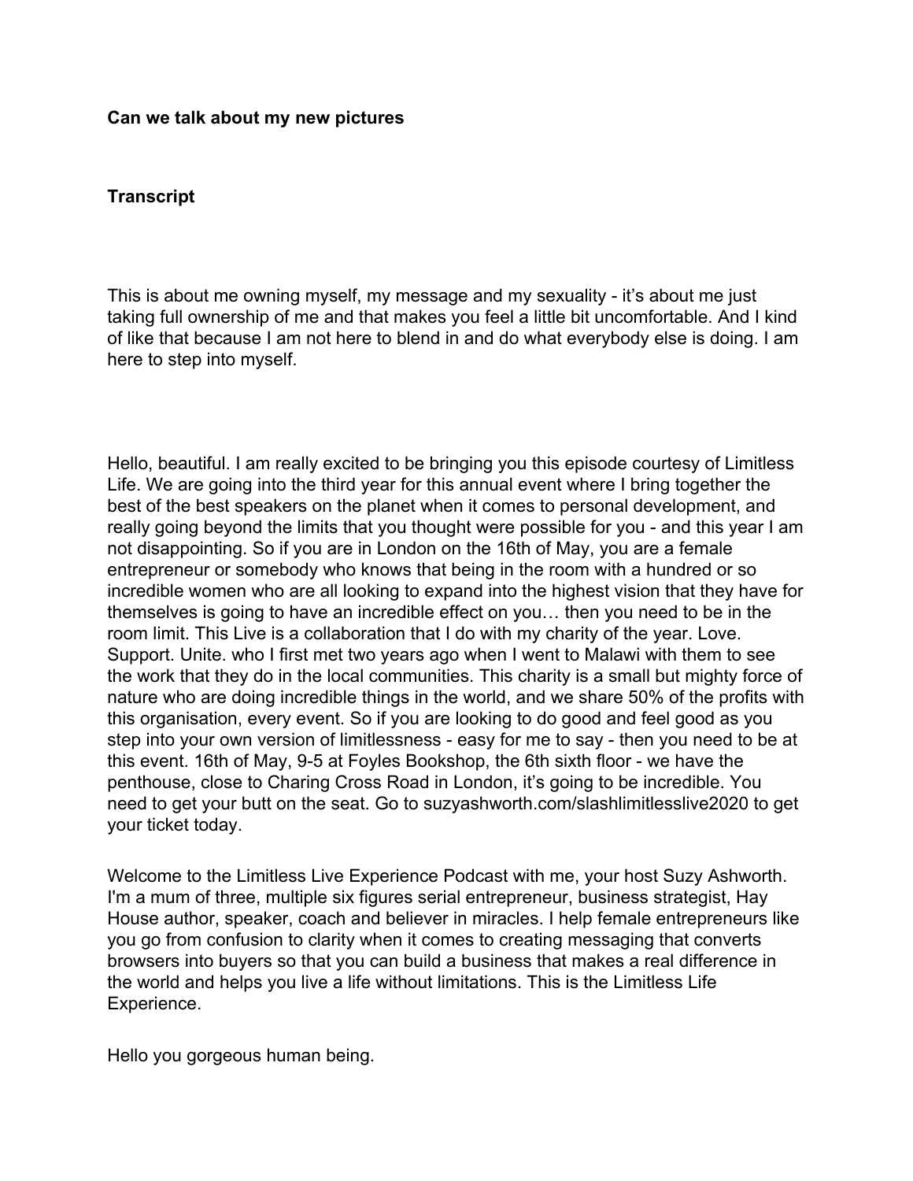**Can we talk about my new pictures**

**Transcript**

This is about me owning myself, my message and my sexuality - it's about me just taking full ownership of me and that makes you feel a little bit uncomfortable. And I kind of like that because I am not here to blend in and do what everybody else is doing. I am here to step into myself.

Hello, beautiful. I am really excited to be bringing you this episode courtesy of Limitless Life. We are going into the third year for this annual event where I bring together the best of the best speakers on the planet when it comes to personal development, and really going beyond the limits that you thought were possible for you - and this year I am not disappointing. So if you are in London on the 16th of May, you are a female entrepreneur or somebody who knows that being in the room with a hundred or so incredible women who are all looking to expand into the highest vision that they have for themselves is going to have an incredible effect on you… then you need to be in the room limit. This Live is a collaboration that I do with my charity of the year. Love. Support. Unite. who I first met two years ago when I went to Malawi with them to see the work that they do in the local communities. This charity is a small but mighty force of nature who are doing incredible things in the world, and we share 50% of the profits with this organisation, every event. So if you are looking to do good and feel good as you step into your own version of limitlessness - easy for me to say - then you need to be at this event. 16th of May, 9-5 at Foyles Bookshop, the 6th sixth floor - we have the penthouse, close to Charing Cross Road in London, it's going to be incredible. You need to get your butt on the seat. Go to suzyashworth.com/slashlimitlesslive2020 to get your ticket today.

Welcome to the Limitless Live Experience Podcast with me, your host Suzy Ashworth. I'm a mum of three, multiple six figures serial entrepreneur, business strategist, Hay House author, speaker, coach and believer in miracles. I help female entrepreneurs like you go from confusion to clarity when it comes to creating messaging that converts browsers into buyers so that you can build a business that makes a real difference in the world and helps you live a life without limitations. This is the Limitless Life Experience.

Hello you gorgeous human being.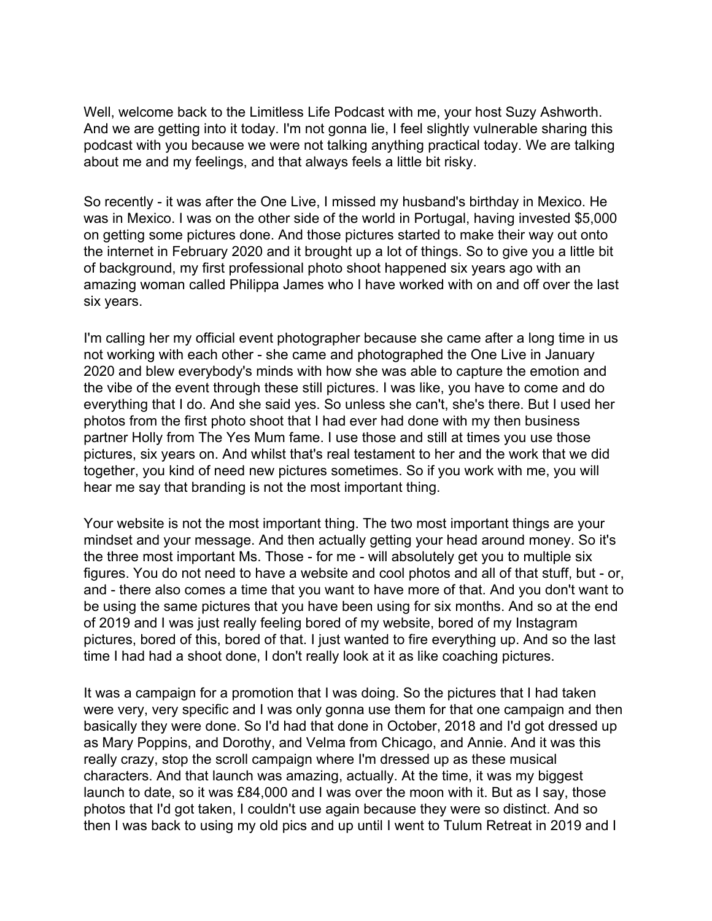Well, welcome back to the Limitless Life Podcast with me, your host Suzy Ashworth. And we are getting into it today. I'm not gonna lie, I feel slightly vulnerable sharing this podcast with you because we were not talking anything practical today. We are talking about me and my feelings, and that always feels a little bit risky.

So recently - it was after the One Live, I missed my husband's birthday in Mexico. He was in Mexico. I was on the other side of the world in Portugal, having invested $5,000 on getting some pictures done. And those pictures started to make their way out onto the internet in February 2020 and it brought up a lot of things. So to give you a little bit of background, my first professional photo shoot happened six years ago with an amazing woman called Philippa James who I have worked with on and off over the last six years.

I'm calling her my official event photographer because she came after a long time in us not working with each other - she came and photographed the One Live in January 2020 and blew everybody's minds with how she was able to capture the emotion and the vibe of the event through these still pictures. I was like, you have to come and do everything that I do. And she said yes. So unless she can't, she's there. But I used her photos from the first photo shoot that I had ever had done with my then business partner Holly from The Yes Mum fame. I use those and still at times you use those pictures, six years on. And whilst that's real testament to her and the work that we did together, you kind of need new pictures sometimes. So if you work with me, you will hear me say that branding is not the most important thing.

Your website is not the most important thing. The two most important things are your mindset and your message. And then actually getting your head around money. So it's the three most important Ms. Those - for me - will absolutely get you to multiple six figures. You do not need to have a website and cool photos and all of that stuff, but - or, and - there also comes a time that you want to have more of that. And you don't want to be using the same pictures that you have been using for six months. And so at the end of 2019 and I was just really feeling bored of my website, bored of my Instagram pictures, bored of this, bored of that. I just wanted to fire everything up. And so the last time I had had a shoot done, I don't really look at it as like coaching pictures.

It was a campaign for a promotion that I was doing. So the pictures that I had taken were very, very specific and I was only gonna use them for that one campaign and then basically they were done. So I'd had that done in October, 2018 and I'd got dressed up as Mary Poppins, and Dorothy, and Velma from Chicago, and Annie. And it was this really crazy, stop the scroll campaign where I'm dressed up as these musical characters. And that launch was amazing, actually. At the time, it was my biggest launch to date, so it was £84,000 and I was over the moon with it. But as I say, those photos that I'd got taken, I couldn't use again because they were so distinct. And so then I was back to using my old pics and up until I went to Tulum Retreat in 2019 and I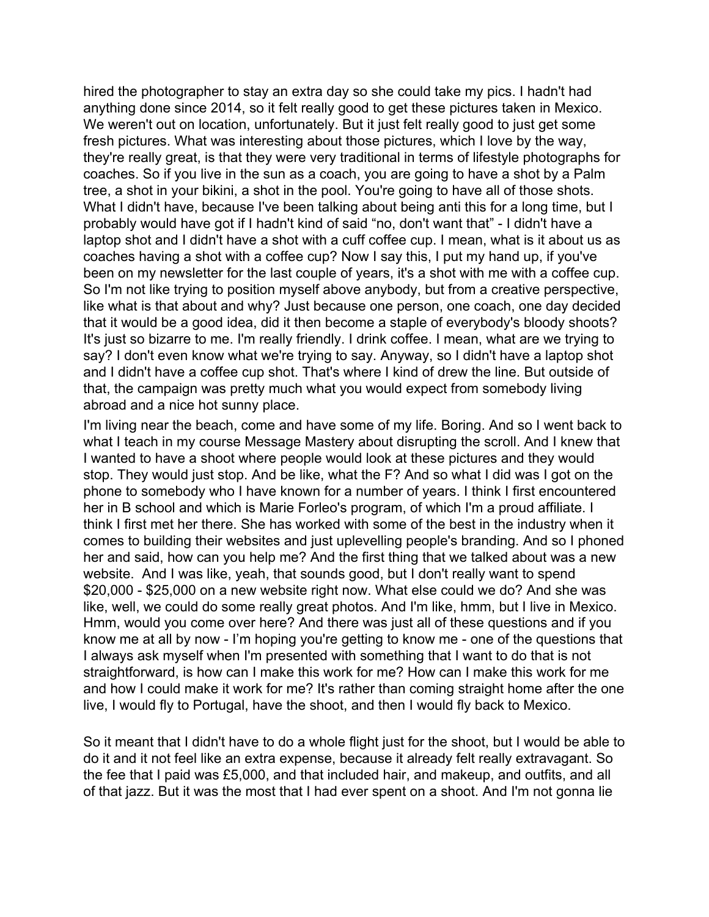hired the photographer to stay an extra day so she could take my pics. I hadn't had anything done since 2014, so it felt really good to get these pictures taken in Mexico. We weren't out on location, unfortunately. But it just felt really good to just get some fresh pictures. What was interesting about those pictures, which I love by the way, they're really great, is that they were very traditional in terms of lifestyle photographs for coaches. So if you live in the sun as a coach, you are going to have a shot by a Palm tree, a shot in your bikini, a shot in the pool. You're going to have all of those shots. What I didn't have, because I've been talking about being anti this for a long time, but I probably would have got if I hadn't kind of said "no, don't want that" - I didn't have a laptop shot and I didn't have a shot with a cuff coffee cup. I mean, what is it about us as coaches having a shot with a coffee cup? Now I say this, I put my hand up, if you've been on my newsletter for the last couple of years, it's a shot with me with a coffee cup. So I'm not like trying to position myself above anybody, but from a creative perspective, like what is that about and why? Just because one person, one coach, one day decided that it would be a good idea, did it then become a staple of everybody's bloody shoots? It's just so bizarre to me. I'm really friendly. I drink coffee. I mean, what are we trying to say? I don't even know what we're trying to say. Anyway, so I didn't have a laptop shot and I didn't have a coffee cup shot. That's where I kind of drew the line. But outside of that, the campaign was pretty much what you would expect from somebody living abroad and a nice hot sunny place.

I'm living near the beach, come and have some of my life. Boring. And so I went back to what I teach in my course Message Mastery about disrupting the scroll. And I knew that I wanted to have a shoot where people would look at these pictures and they would stop. They would just stop. And be like, what the F? And so what I did was I got on the phone to somebody who I have known for a number of years. I think I first encountered her in B school and which is Marie Forleo's program, of which I'm a proud affiliate. I think I first met her there. She has worked with some of the best in the industry when it comes to building their websites and just uplevelling people's branding. And so I phoned her and said, how can you help me? And the first thing that we talked about was a new website. And I was like, yeah, that sounds good, but I don't really want to spend $20,000 - $25,000 on a new website right now. What else could we do? And she was like, well, we could do some really great photos. And I'm like, hmm, but I live in Mexico. Hmm, would you come over here? And there was just all of these questions and if you know me at all by now - I'm hoping you're getting to know me - one of the questions that I always ask myself when I'm presented with something that I want to do that is not straightforward, is how can I make this work for me? How can I make this work for me and how I could make it work for me? It's rather than coming straight home after the one live, I would fly to Portugal, have the shoot, and then I would fly back to Mexico.

So it meant that I didn't have to do a whole flight just for the shoot, but I would be able to do it and it not feel like an extra expense, because it already felt really extravagant. So the fee that I paid was £5,000, and that included hair, and makeup, and outfits, and all of that jazz. But it was the most that I had ever spent on a shoot. And I'm not gonna lie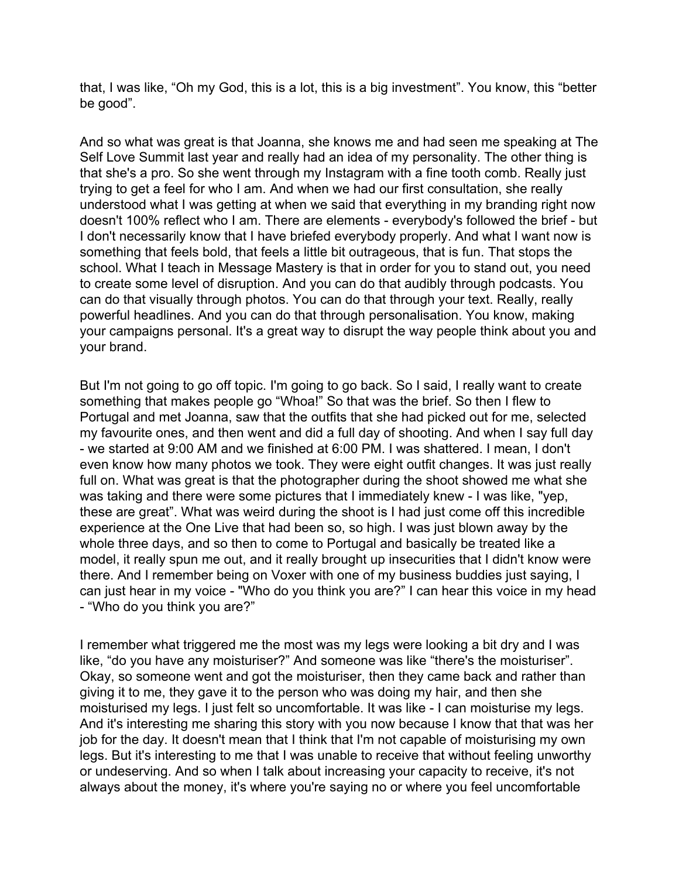that, I was like, “Oh my God, this is a lot, this is a big investment”. You know, this “better be good”.

And so what was great is that Joanna, she knows me and had seen me speaking at The Self Love Summit last year and really had an idea of my personality. The other thing is that she's a pro. So she went through my Instagram with a fine tooth comb. Really just trying to get a feel for who I am. And when we had our first consultation, she really understood what I was getting at when we said that everything in my branding right now doesn't 100% reflect who I am. There are elements - everybody's followed the brief - but I don't necessarily know that I have briefed everybody properly. And what I want now is something that feels bold, that feels a little bit outrageous, that is fun. That stops the school. What I teach in Message Mastery is that in order for you to stand out, you need to create some level of disruption. And you can do that audibly through podcasts. You can do that visually through photos. You can do that through your text. Really, really powerful headlines. And you can do that through personalisation. You know, making your campaigns personal. It's a great way to disrupt the way people think about you and your brand.

But I'm not going to go off topic. I'm going to go back. So I said, I really want to create something that makes people go “Whoa!” So that was the brief. So then I flew to Portugal and met Joanna, saw that the outfits that she had picked out for me, selected my favourite ones, and then went and did a full day of shooting. And when I say full day - we started at 9:00 AM and we finished at 6:00 PM. I was shattered. I mean, I don't even know how many photos we took. They were eight outfit changes. It was just really full on. What was great is that the photographer during the shoot showed me what she was taking and there were some pictures that I immediately knew - I was like, "yep, these are great". What was weird during the shoot is I had just come off this incredible experience at the One Live that had been so, so high. I was just blown away by the whole three days, and so then to come to Portugal and basically be treated like a model, it really spun me out, and it really brought up insecurities that I didn't know were there. And I remember being on Voxer with one of my business buddies just saying, I can just hear in my voice - "Who do you think you are?" I can hear this voice in my head - “Who do you think you are?”

I remember what triggered me the most was my legs were looking a bit dry and I was like, “do you have any moisturiser?” And someone was like “there's the moisturiser”. Okay, so someone went and got the moisturiser, then they came back and rather than giving it to me, they gave it to the person who was doing my hair, and then she moisturised my legs. I just felt so uncomfortable. It was like - I can moisturise my legs. And it's interesting me sharing this story with you now because I know that that was her job for the day. It doesn't mean that I think that I'm not capable of moisturising my own legs. But it's interesting to me that I was unable to receive that without feeling unworthy or undeserving. And so when I talk about increasing your capacity to receive, it's not always about the money, it's where you're saying no or where you feel uncomfortable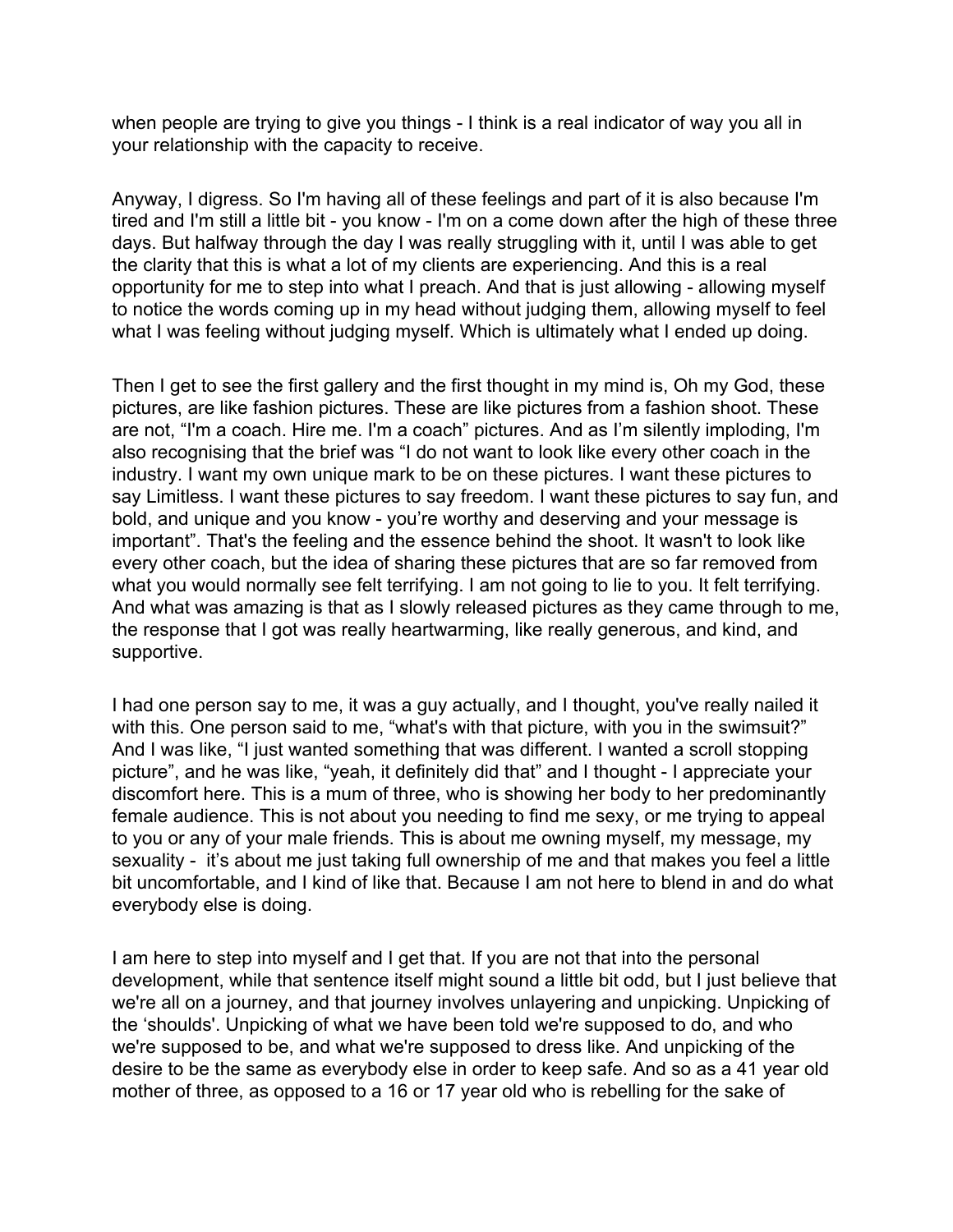when people are trying to give you things - I think is a real indicator of way you all in your relationship with the capacity to receive.

Anyway, I digress. So I'm having all of these feelings and part of it is also because I'm tired and I'm still a little bit - you know - I'm on a come down after the high of these three days. But halfway through the day I was really struggling with it, until I was able to get the clarity that this is what a lot of my clients are experiencing. And this is a real opportunity for me to step into what I preach. And that is just allowing - allowing myself to notice the words coming up in my head without judging them, allowing myself to feel what I was feeling without judging myself. Which is ultimately what I ended up doing.

Then I get to see the first gallery and the first thought in my mind is, Oh my God, these pictures, are like fashion pictures. These are like pictures from a fashion shoot. These are not, "I'm a coach. Hire me. I'm a coach" pictures. And as I'm silently imploding, I'm also recognising that the brief was "I do not want to look like every other coach in the industry. I want my own unique mark to be on these pictures. I want these pictures to say Limitless. I want these pictures to say freedom. I want these pictures to say fun, and bold, and unique and you know - you're worthy and deserving and your message is important". That's the feeling and the essence behind the shoot. It wasn't to look like every other coach, but the idea of sharing these pictures that are so far removed from what you would normally see felt terrifying. I am not going to lie to you. It felt terrifying. And what was amazing is that as I slowly released pictures as they came through to me, the response that I got was really heartwarming, like really generous, and kind, and supportive.

I had one person say to me, it was a guy actually, and I thought, you've really nailed it with this. One person said to me, "what's with that picture, with you in the swimsuit?" And I was like, "I just wanted something that was different. I wanted a scroll stopping picture", and he was like, "yeah, it definitely did that" and I thought - I appreciate your discomfort here. This is a mum of three, who is showing her body to her predominantly female audience. This is not about you needing to find me sexy, or me trying to appeal to you or any of your male friends. This is about me owning myself, my message, my sexuality - it's about me just taking full ownership of me and that makes you feel a little bit uncomfortable, and I kind of like that. Because I am not here to blend in and do what everybody else is doing.

I am here to step into myself and I get that. If you are not that into the personal development, while that sentence itself might sound a little bit odd, but I just believe that we're all on a journey, and that journey involves unlayering and unpicking. Unpicking of the 'shoulds'. Unpicking of what we have been told we're supposed to do, and who we're supposed to be, and what we're supposed to dress like. And unpicking of the desire to be the same as everybody else in order to keep safe. And so as a 41 year old mother of three, as opposed to a 16 or 17 year old who is rebelling for the sake of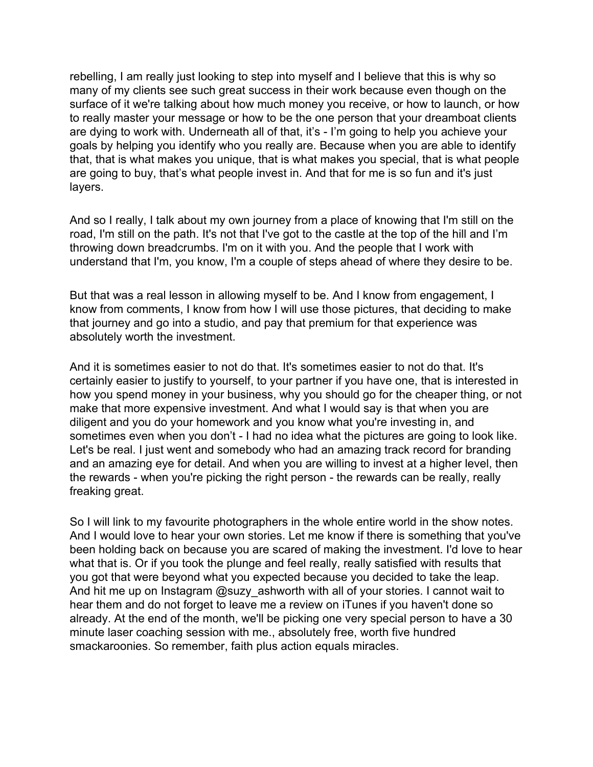rebelling, I am really just looking to step into myself and I believe that this is why so many of my clients see such great success in their work because even though on the surface of it we're talking about how much money you receive, or how to launch, or how to really master your message or how to be the one person that your dreamboat clients are dying to work with. Underneath all of that, it's - I'm going to help you achieve your goals by helping you identify who you really are. Because when you are able to identify that, that is what makes you unique, that is what makes you special, that is what people are going to buy, that's what people invest in. And that for me is so fun and it's just layers.

And so I really, I talk about my own journey from a place of knowing that I'm still on the road, I'm still on the path. It's not that I've got to the castle at the top of the hill and I'm throwing down breadcrumbs. I'm on it with you. And the people that I work with understand that I'm, you know, I'm a couple of steps ahead of where they desire to be.

But that was a real lesson in allowing myself to be. And I know from engagement, I know from comments, I know from how I will use those pictures, that deciding to make that journey and go into a studio, and pay that premium for that experience was absolutely worth the investment.

And it is sometimes easier to not do that. It's sometimes easier to not do that. It's certainly easier to justify to yourself, to your partner if you have one, that is interested in how you spend money in your business, why you should go for the cheaper thing, or not make that more expensive investment. And what I would say is that when you are diligent and you do your homework and you know what you're investing in, and sometimes even when you don't - I had no idea what the pictures are going to look like. Let's be real. I just went and somebody who had an amazing track record for branding and an amazing eye for detail. And when you are willing to invest at a higher level, then the rewards - when you're picking the right person - the rewards can be really, really freaking great.

So I will link to my favourite photographers in the whole entire world in the show notes. And I would love to hear your own stories. Let me know if there is something that you've been holding back on because you are scared of making the investment. I'd love to hear what that is. Or if you took the plunge and feel really, really satisfied with results that you got that were beyond what you expected because you decided to take the leap. And hit me up on Instagram @suzy_ashworth with all of your stories. I cannot wait to hear them and do not forget to leave me a review on iTunes if you haven't done so already. At the end of the month, we'll be picking one very special person to have a 30 minute laser coaching session with me., absolutely free, worth five hundred smackaroonies. So remember, faith plus action equals miracles.